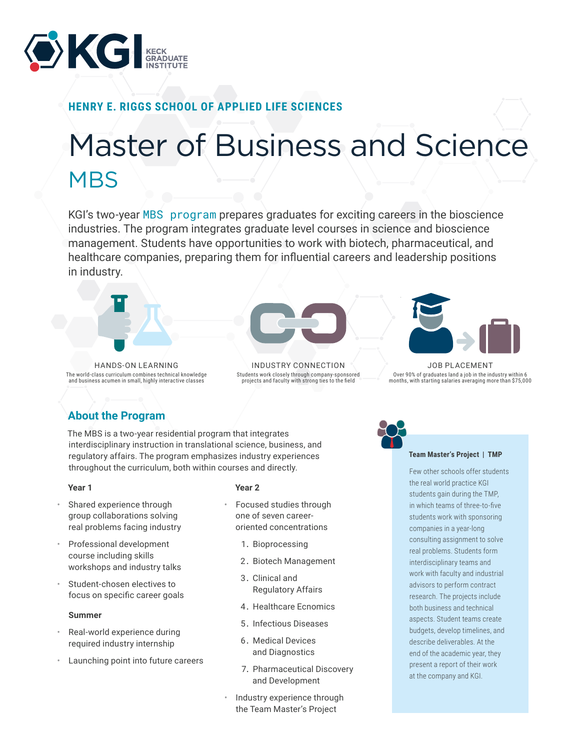KGI KECK GRADUATE INSTITUTE

**HENRY E. RIGGS SCHOOL OF APPLIED LIFE SCIENCES**

# Master of Business and Science

## MBS

KGI's two-year MBS program prepares graduates for exciting careers in the bioscience industries. The program integrates graduate level courses in science and bioscience management. Students have opportunities to work with biotech, pharmaceutical, and healthcare companies, preparing them for influential careers and leadership positions in industry.

**HANDS-ON LEARNING**
The world-class curriculum combines technical knowledge and business acumen in small, highly interactive classes

**INDUSTRY CONNECTION**
Students work closely through company-sponsored projects and faculty with strong ties to the field

**JOB PLACEMENT**
Over 90% of graduates land a job in the industry within 6 months, with starting salaries averaging more than $75,000

## About the Program

The MBS is a two-year residential program that integrates interdisciplinary instruction in translational science, business, and regulatory affairs. The program emphasizes industry experiences throughout the curriculum, both within courses and directly.

### Year 1

- Shared experience through group collaborations solving real problems facing industry
- Professional development course including skills workshops and industry talks
- Student-chosen electives to focus on specific career goals

### Summer

- Real-world experience during required industry internship
- Launching point into future careers

### Year 2

- Focused studies through one of seven career-oriented concentrations
  1. Bioprocessing
  2. Biotech Management
  3. Clinical and Regulatory Affairs
  4. Healthcare Ecnomics
  5. Infectious Diseases
  6. Medical Devices and Diagnostics
  7. Pharmaceutical Discovery and Development
- Industry experience through the Team Master's Project

**Team Master's Project | TMP**

Few other schools offer students the real world practice KGI students gain during the TMP, in which teams of three-to-five students work with sponsoring companies in a year-long consulting assignment to solve real problems. Students form interdisciplinary teams and work with faculty and industrial advisors to perform contract research. The projects include both business and technical aspects. Student teams create budgets, develop timelines, and describe deliverables. At the end of the academic year, they present a report of their work at the company and KGI.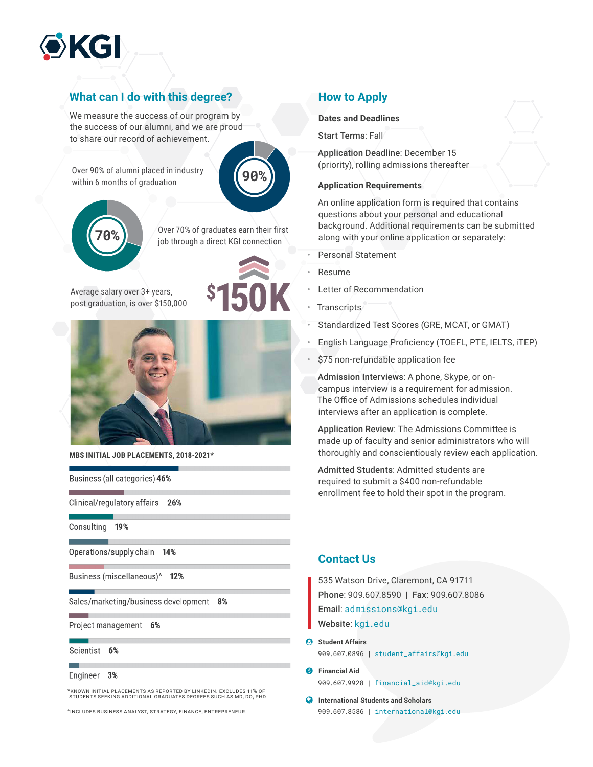## What can I do with this degree?

We measure the success of our program by the success of our alumni, and we are proud to share our record of achievement.

Over 90% of alumni placed in industry within 6 months of graduation

90%

70%

Over 70% of graduates earn their first job through a direct KGI connection

Average salary over 3+ years, post graduation, is over $150,000

$150K

**MBS INITIAL JOB PLACEMENTS, 2018-2021***

Business (all categories) **46%**

Clinical/regulatory affairs **26%**

Consulting **19%**

Operations/supply chain **14%**

Business (miscellaneous)^ **12%**

Sales/marketing/business development **8%**

Project management **6%**

Scientist **6%**

Engineer **3%**

*KNOWN INITIAL PLACEMENTS AS REPORTED BY LINKEDIN. EXCLUDES 11% OF STUDENTS SEEKING ADDITIONAL GRADUATES DEGREES SUCH AS MD, DO, PHD

^INCLUDES BUSINESS ANALYST, STRATEGY, FINANCE, ENTREPRENEUR.

## How to Apply

### Dates and Deadlines

**Start Terms**: Fall

**Application Deadline**: December 15 (priority), rolling admissions thereafter

### Application Requirements

An online application form is required that contains questions about your personal and educational background. Additional requirements can be submitted along with your online application or separately:

- Personal Statement
- Resume
- Letter of Recommendation
- Transcripts
- Standardized Test Scores (GRE, MCAT, or GMAT)
- English Language Proficiency (TOEFL, PTE, IELTS, iTEP)
- $75 non-refundable application fee

**Admission Interviews**: A phone, Skype, or on-campus interview is a requirement for admission. The Office of Admissions schedules individual interviews after an application is complete.

**Application Review**: The Admissions Committee is made up of faculty and senior administrators who will thoroughly and conscientiously review each application.

**Admitted Students**: Admitted students are required to submit a $400 non-refundable enrollment fee to hold their spot in the program.

## Contact Us

535 Watson Drive, Claremont, CA 91711
**Phone**: 909.607.8590 | **Fax**: 909.607.8086
**Email**: admissions@kgi.edu
**Website**: kgi.edu

**Student Affairs**
909.607.0896 | student_affairs@kgi.edu

**Financial Aid**
909.607.9928 | financial_aid@kgi.edu

**International Students and Scholars**
909.607.8586 | international@kgi.edu